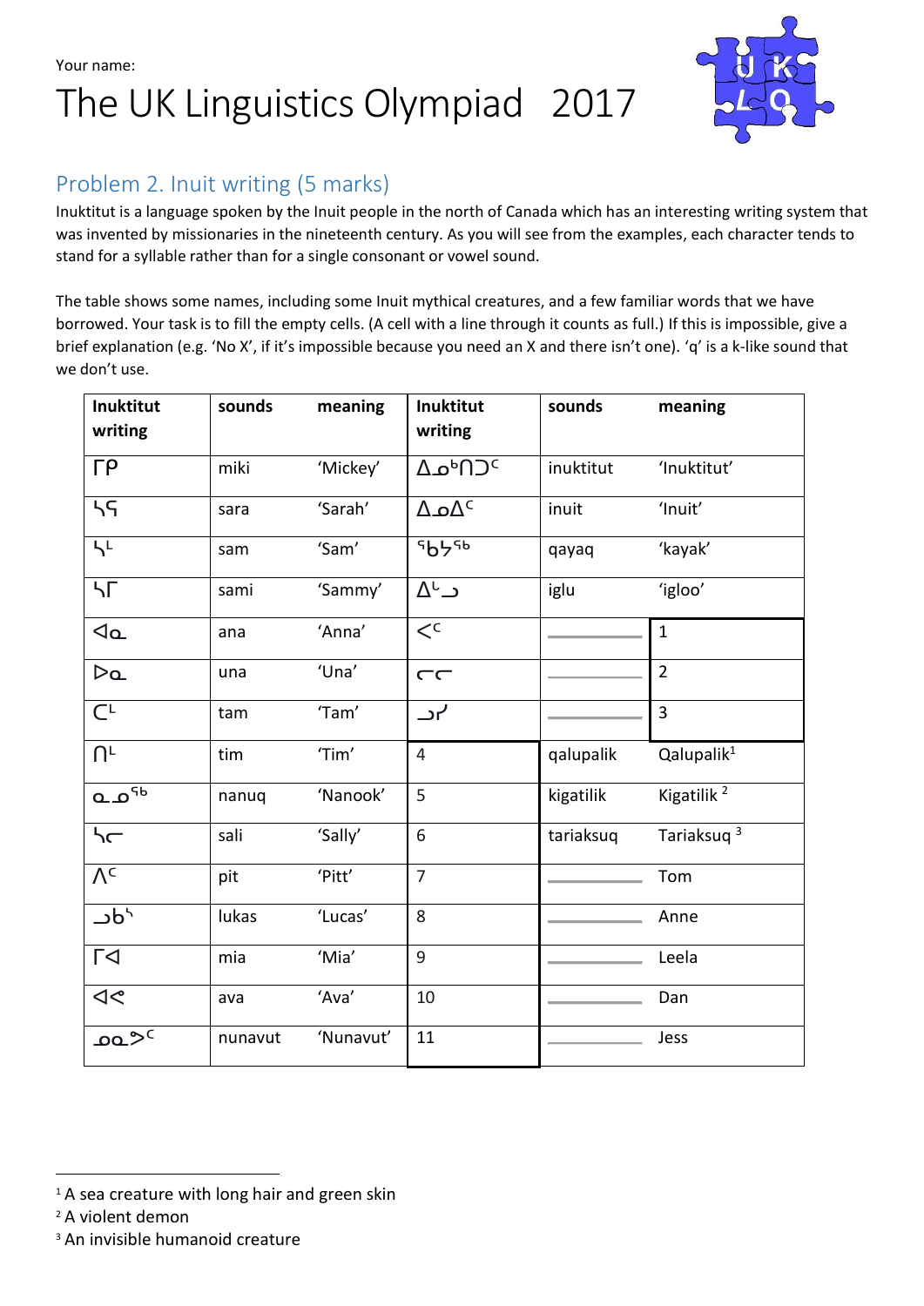Your name:

# The UK Linguistics Olympiad 2017

## Problem 2. Inuit writing (5 marks)

Inuktitut is a language spoken by the Inuit people in the north of Canada which has an interesting writing system that was invented by missionaries in the nineteenth century. As you will see from the examples, each character tends to stand for a syllable rather than for a single consonant or vowel sound.

The table shows some names, including some Inuit mythical creatures, and a few familiar words that we have borrowed. Your task is to fill the empty cells. (A cell with a line through it counts as full.) If this is impossible, give a brief explanation (e.g. 'No X', if it's impossible because you need an X and there isn't one). 'q' is a k-like sound that we don't use.

| Inuktitut writing | sounds | meaning | Inuktitut writing | sounds | meaning |
|---|---|---|---|---|---|
| ᒥᑭ | miki | 'Mickey' | ᐃᓄᒃᑎᑐᑦ | inuktitut | 'Inuktitut' |
| ᓴᕋ | sara | 'Sarah' | ᐃᓄᐃᑦ | inuit | 'Inuit' |
| ᓴᒻ | sam | 'Sam' | ᖃᔭᖅ | qayaq | 'kayak' |
| ᓴᒥ | sami | 'Sammy' | ᐃᒡᓗ | iglu | 'igloo' |
| ᐊᓇ | ana | 'Anna' | ᐸᑦ | ______ | 1 |
| ᐅᓇ | una | 'Una' | ᓕᓕ | ______ | 2 |
| ᑕᒻ | tam | 'Tam' | ᓗᓯ | ______ | 3 |
| ᑎᒻ | tim | 'Tim' | 4 | qalupalik | Qalupalik[1] |
| ᓇᓄᖅ | nanuq | 'Nanook' | 5 | kigatilik | Kigatilik[2] |
| ᓴᓕ | sali | 'Sally' | 6 | tariaksuq | Tariaksuq[3] |
| ᐱᑦ | pit | 'Pitt' | 7 | ______ | Tom |
| ᓗᑲᔅ | lukas | 'Lucas' | 8 | ______ | Anne |
| ᒥᐊ | mia | 'Mia' | 9 | ______ | Leela |
| ᐊᕙ | ava | 'Ava' | 10 | ______ | Dan |
| ᓄᓇᕗᑦ | nunavut | 'Nunavut' | 11 | ______ | Jess |

[1] A sea creature with long hair and green skin

[2] A violent demon

[3] An invisible humanoid creature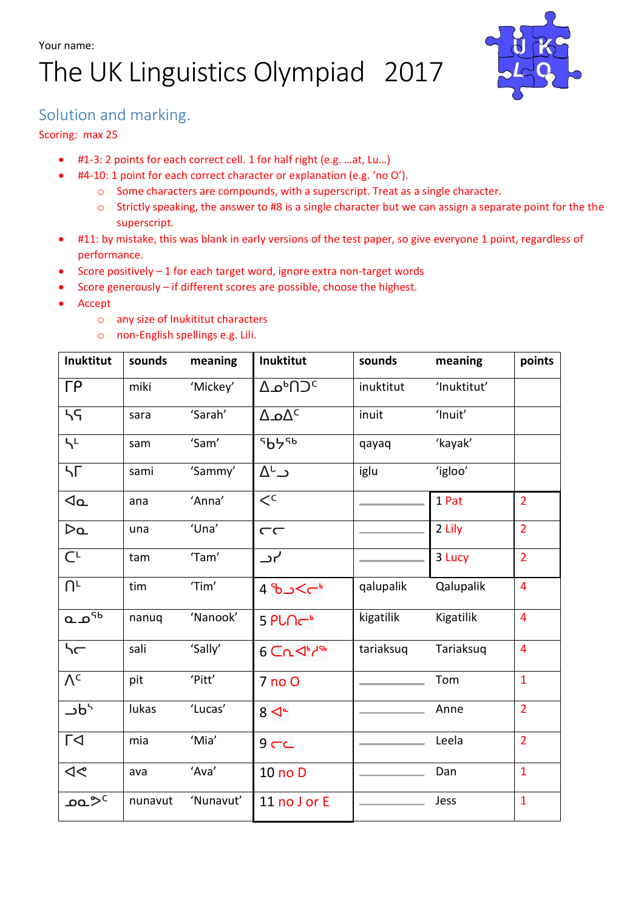Your name:

# The UK Linguistics Olympiad 2017

## Solution and marking.

Scoring: max 25

- #1-3: 2 points for each correct cell. 1 for half right (e.g. …at, Lu…)
- #4-10: 1 point for each correct character or explanation (e.g. 'no O').
  - Some characters are compounds, with a superscript. Treat as a single character.
  - Strictly speaking, the answer to #8 is a single character but we can assign a separate point for the the superscript.
- #11: by mistake, this was blank in early versions of the test paper, so give everyone 1 point, regardless of performance.
- Score positively – 1 for each target word, ignore extra non-target words
- Score generously – if different scores are possible, choose the highest.
- Accept
  - any size of Inukititut characters
  - non-English spellings e.g. Lili.

| Inuktitut | sounds | meaning | Inuktitut | sounds | meaning | points |
|---|---|---|---|---|---|---|
| ᒥᑭ | miki | 'Mickey' | ᐃᓄᒃᑎᑐᑦ | inuktitut | 'Inuktitut' | |
| ᓴᕋ | sara | 'Sarah' | ᐃᓄᐃᑦ | inuit | 'Inuit' | |
| ᓴᒼ | sam | 'Sam' | ᖃᔭᖅ | qayaq | 'kayak' | |
| ᓴᒥ | sami | 'Sammy' | ᐃᒡᓗ | iglu | 'igloo' | |
| ᐊᓇ | ana | 'Anna' | ᐸᑦ | ______ | 1 Pat | 2 |
| ᐅᓇ | una | 'Una' | ᓕᓕ | ______ | 2 Lily | 2 |
| ᑕᒼ | tam | 'Tam' | ᓗᓯ | ______ | 3 Lucy | 2 |
| ᑎᒼ | tim | 'Tim' | 4 ᖃᓗᐸᓕᒃ | qalupalik | Qalupalik | 4 |
| ᓇᓄᖅ | nanuq | 'Nanook' | 5 ᑭᒑᑎᓕᒃ | kigatilik | Kigatilik | 4 |
| ᓴᓕ | sali | 'Sally' | 6 ᑕᕆᐊᒃᓱᖅ | tariaksuq | Tariaksuq | 4 |
| ᐱᑦ | pit | 'Pitt' | 7 no O | ______ | Tom | 1 |
| ᓗᑳᔅ | lukas | 'Lucas' | 8 ᐋᓐ | ______ | Anne | 2 |
| ᒥᐊ | mia | 'Mia' | 9 ᓖᓚ | ______ | Leela | 2 |
| ᐊᕙ | ava | 'Ava' | 10 no D | ______ | Dan | 1 |
| ᓄᓇᕗᑦ | nunavut | 'Nunavut' | 11 no J or E | ______ | Jess | 1 |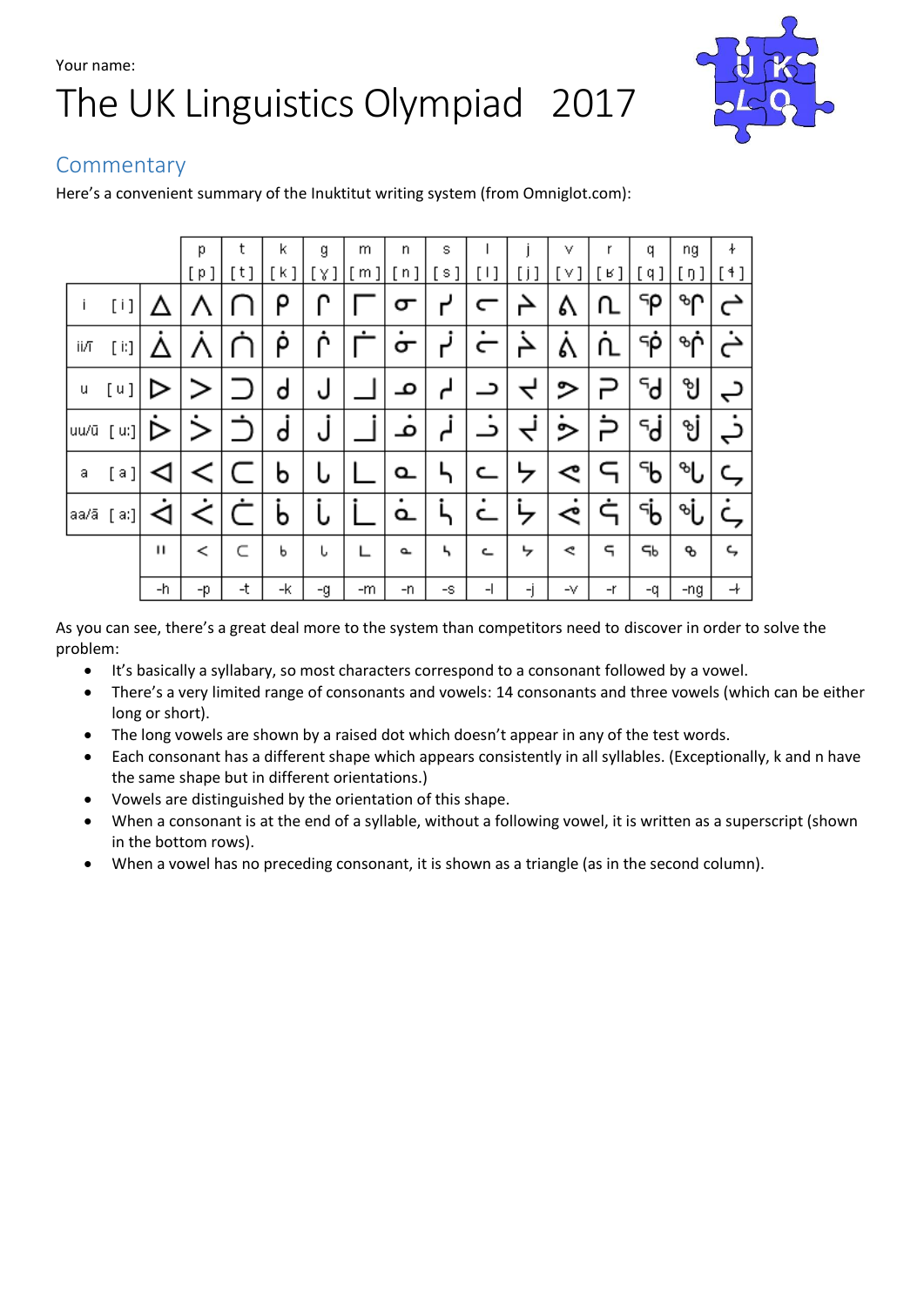# Commentary

Here's a convenient summary of the Inuktitut writing system (from Omniglot.com):

| | | p [p] | t [t] | k [k] | g [ɣ] | m [m] | n [n] | s [s] | l [l] | j [j] | v [v] | r [ʁ] | q [q] | ng [ŋ] | ɬ [ɬ] |
|---|---|---|---|---|---|---|---|---|---|---|---|---|---|---|---|
| i [i] | ᐃ | ᐱ | ᑎ | ᑭ | ᒋ | ᒥ | ᓂ | ᓯ | ᓕ | ᔨ | ᕕ | ᕆ | ᕿ | ᖏ | ᖠ |
| ii/ī [iː] | ᐄ | ᐲ | ᑏ | ᑮ | ᒌ | ᒦ | ᓃ | ᓰ | ᓖ | ᔩ | ᕖ | ᕇ | ᖀ | ᖐ | ᖡ |
| u [u] | ᐅ | ᐳ | ᑐ | ᑯ | ᒍ | ᒧ | ᓄ | ᓱ | ᓗ | ᔪ | ᕗ | ᕈ | ᖁ | ᖑ | ᖢ |
| uu/ū [uː] | ᐆ | ᐴ | ᑑ | ᑰ | ᒎ | ᒨ | ᓅ | ᓲ | ᓘ | ᔫ | ᕘ | ᕉ | ᖂ | ᖒ | ᖣ |
| a [a] | ᐊ | ᐸ | ᑕ | ᑲ | ᒐ | ᒪ | ᓇ | ᓴ | ᓚ | ᔭ | ᕙ | ᕋ | ᖃ | ᖓ | ᖤ |
| aa/ā [aː] | ᐋ | ᐹ | ᑖ | ᑳ | ᒑ | ᒫ | ᓈ | ᓵ | ᓛ | ᔮ | ᕚ | ᕌ | ᖄ | ᖔ | ᖥ |
| | ᐦ | ᑉ | ᑦ | ᒃ | ᒡ | ᒻ | ᓐ | ᔅ | ᓪ | ᔾ | ᕝ | ᕐ | ᖅ | ᖕ | ᖦ |
| | -h | -p | -t | -k | -g | -m | -n | -s | -l | -j | -v | -r | -q | -ng | -ɬ |

As you can see, there's a great deal more to the system than competitors need to discover in order to solve the problem:

- It's basically a syllabary, so most characters correspond to a consonant followed by a vowel.
- There's a very limited range of consonants and vowels: 14 consonants and three vowels (which can be either long or short).
- The long vowels are shown by a raised dot which doesn't appear in any of the test words.
- Each consonant has a different shape which appears consistently in all syllables. (Exceptionally, k and n have the same shape but in different orientations.)
- Vowels are distinguished by the orientation of this shape.
- When a consonant is at the end of a syllable, without a following vowel, it is written as a superscript (shown in the bottom rows).
- When a vowel has no preceding consonant, it is shown as a triangle (as in the second column).